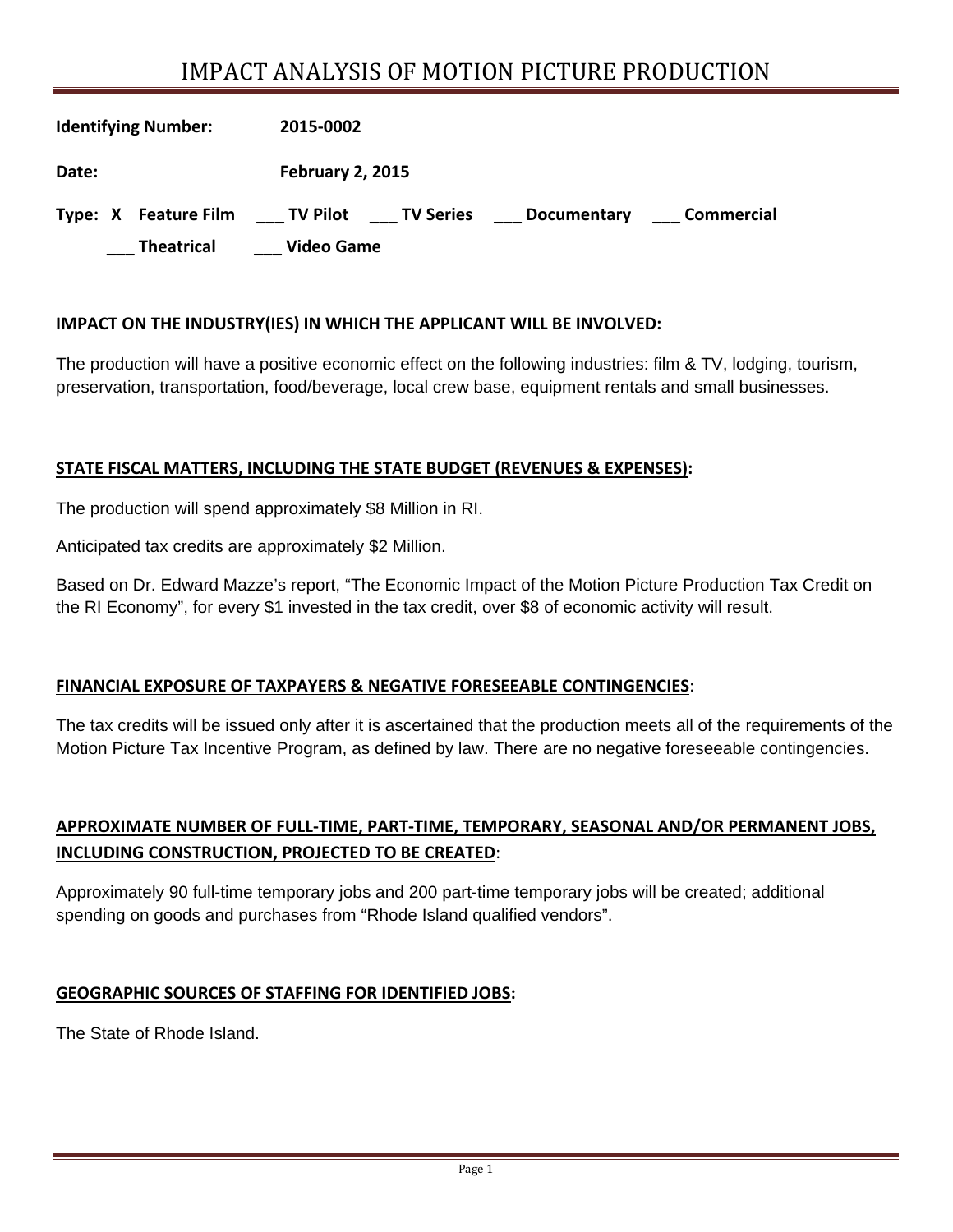# IMPACT ANALYSIS OF MOTION PICTURE PRODUCTION

**Identifying Number:** **2015-0002**

**Date:** **February 2, 2015**

**Type:** **X Feature Film** **___ TV Pilot** **___ TV Series** **___ Documentary** **___ Commercial** **___ Theatrical** **___ Video Game**

## IMPACT ON THE INDUSTRY(IES) IN WHICH THE APPLICANT WILL BE INVOLVED:

The production will have a positive economic effect on the following industries: film & TV, lodging, tourism, preservation, transportation, food/beverage, local crew base, equipment rentals and small businesses.

## STATE FISCAL MATTERS, INCLUDING THE STATE BUDGET (REVENUES & EXPENSES):

The production will spend approximately $8 Million in RI.

Anticipated tax credits are approximately $2 Million.

Based on Dr. Edward Mazze's report, "The Economic Impact of the Motion Picture Production Tax Credit on the RI Economy", for every $1 invested in the tax credit, over $8 of economic activity will result.

## FINANCIAL EXPOSURE OF TAXPAYERS & NEGATIVE FORESEEABLE CONTINGENCIES:

The tax credits will be issued only after it is ascertained that the production meets all of the requirements of the Motion Picture Tax Incentive Program, as defined by law. There are no negative foreseeable contingencies.

## APPROXIMATE NUMBER OF FULL-TIME, PART-TIME, TEMPORARY, SEASONAL AND/OR PERMANENT JOBS, INCLUDING CONSTRUCTION, PROJECTED TO BE CREATED:

Approximately 90 full-time temporary jobs and 200 part-time temporary jobs will be created; additional spending on goods and purchases from "Rhode Island qualified vendors".

## GEOGRAPHIC SOURCES OF STAFFING FOR IDENTIFIED JOBS:

The State of Rhode Island.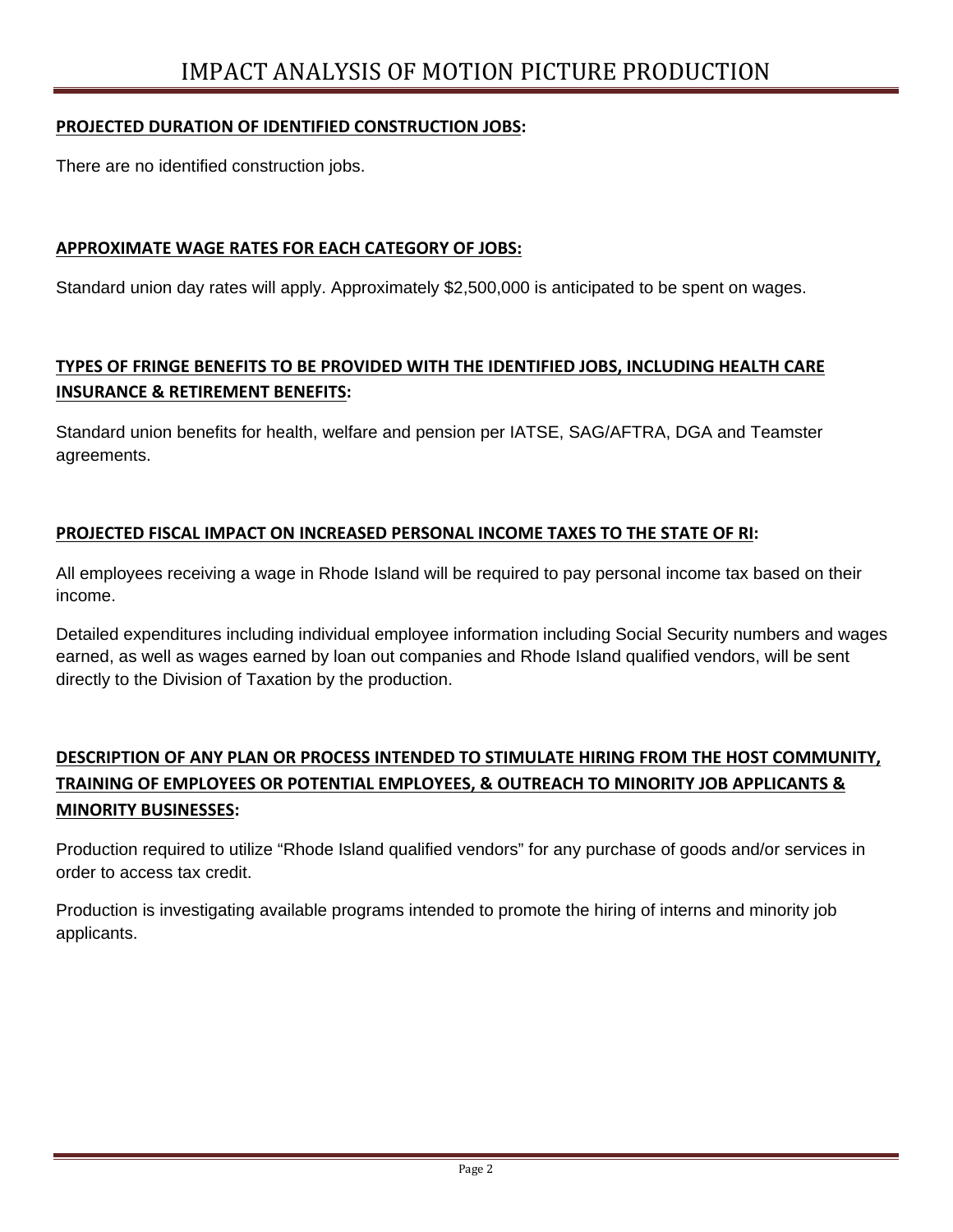**PROJECTED DURATION OF IDENTIFIED CONSTRUCTION JOBS:**

There are no identified construction jobs.

**APPROXIMATE WAGE RATES FOR EACH CATEGORY OF JOBS:**

Standard union day rates will apply. Approximately $2,500,000 is anticipated to be spent on wages.

**TYPES OF FRINGE BENEFITS TO BE PROVIDED WITH THE IDENTIFIED JOBS, INCLUDING HEALTH CARE INSURANCE & RETIREMENT BENEFITS:**

Standard union benefits for health, welfare and pension per IATSE, SAG/AFTRA, DGA and Teamster agreements.

**PROJECTED FISCAL IMPACT ON INCREASED PERSONAL INCOME TAXES TO THE STATE OF RI:**

All employees receiving a wage in Rhode Island will be required to pay personal income tax based on their income.

Detailed expenditures including individual employee information including Social Security numbers and wages earned, as well as wages earned by loan out companies and Rhode Island qualified vendors, will be sent directly to the Division of Taxation by the production.

**DESCRIPTION OF ANY PLAN OR PROCESS INTENDED TO STIMULATE HIRING FROM THE HOST COMMUNITY, TRAINING OF EMPLOYEES OR POTENTIAL EMPLOYEES, & OUTREACH TO MINORITY JOB APPLICANTS & MINORITY BUSINESSES:**

Production required to utilize "Rhode Island qualified vendors" for any purchase of goods and/or services in order to access tax credit.

Production is investigating available programs intended to promote the hiring of interns and minority job applicants.